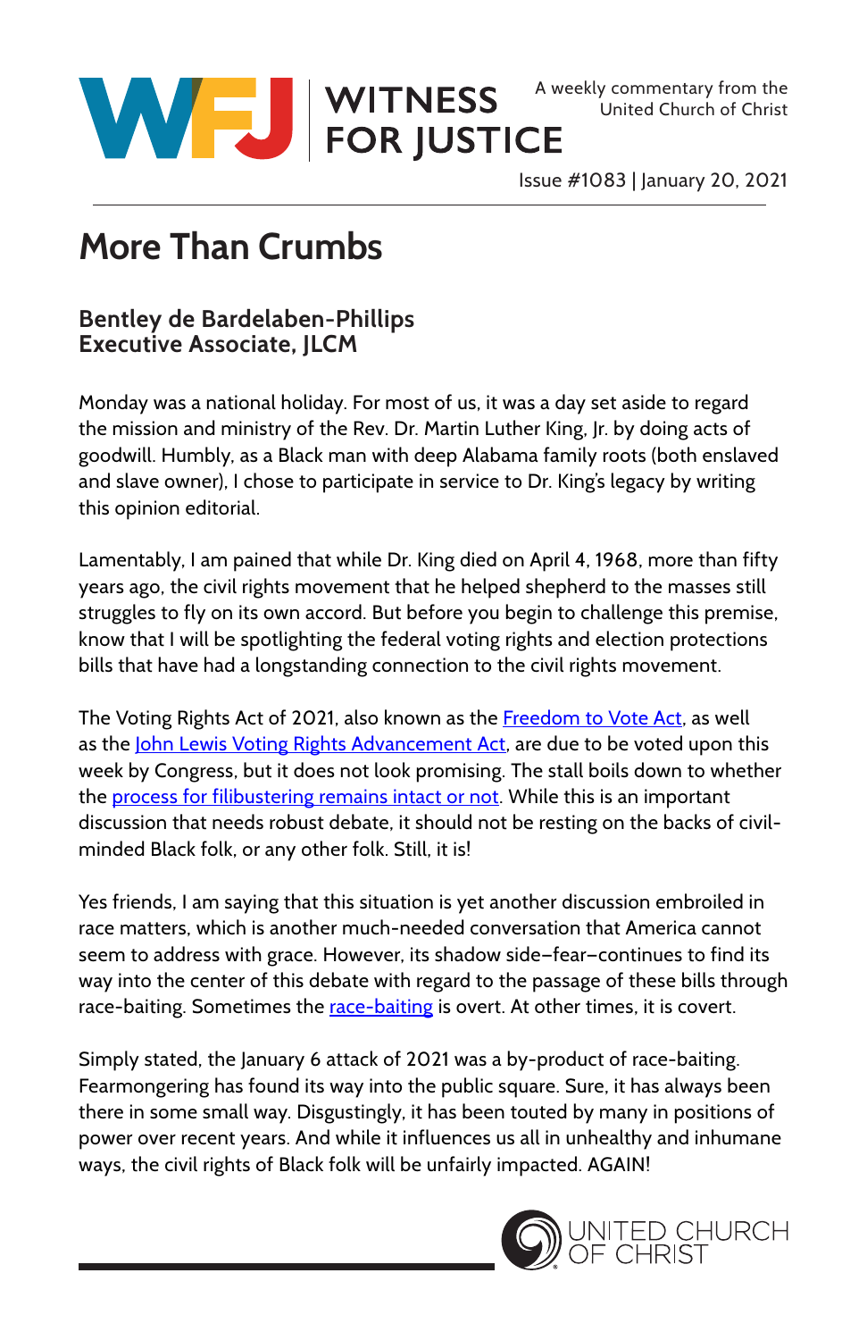WITNESS FOR JUSTICE

A weekly commentary from the United Church of Christ

Issue #1083 | January 20, 2021

# More Than Crumbs

**Bentley de Bardelaben-Phillips**
**Executive Associate, JLCM**

Monday was a national holiday. For most of us, it was a day set aside to regard the mission and ministry of the Rev. Dr. Martin Luther King, Jr. by doing acts of goodwill. Humbly, as a Black man with deep Alabama family roots (both enslaved and slave owner), I chose to participate in service to Dr. King's legacy by writing this opinion editorial.

Lamentably, I am pained that while Dr. King died on April 4, 1968, more than fifty years ago, the civil rights movement that he helped shepherd to the masses still struggles to fly on its own accord. But before you begin to challenge this premise, know that I will be spotlighting the federal voting rights and election protections bills that have had a longstanding connection to the civil rights movement.

The Voting Rights Act of 2021, also known as the Freedom to Vote Act, as well as the John Lewis Voting Rights Advancement Act, are due to be voted upon this week by Congress, but it does not look promising. The stall boils down to whether the process for filibustering remains intact or not. While this is an important discussion that needs robust debate, it should not be resting on the backs of civil-minded Black folk, or any other folk. Still, it is!

Yes friends, I am saying that this situation is yet another discussion embroiled in race matters, which is another much-needed conversation that America cannot seem to address with grace. However, its shadow side–fear–continues to find its way into the center of this debate with regard to the passage of these bills through race-baiting. Sometimes the race-baiting is overt. At other times, it is covert.

Simply stated, the January 6 attack of 2021 was a by-product of race-baiting. Fearmongering has found its way into the public square. Sure, it has always been there in some small way. Disgustingly, it has been touted by many in positions of power over recent years. And while it influences us all in unhealthy and inhumane ways, the civil rights of Black folk will be unfairly impacted. AGAIN!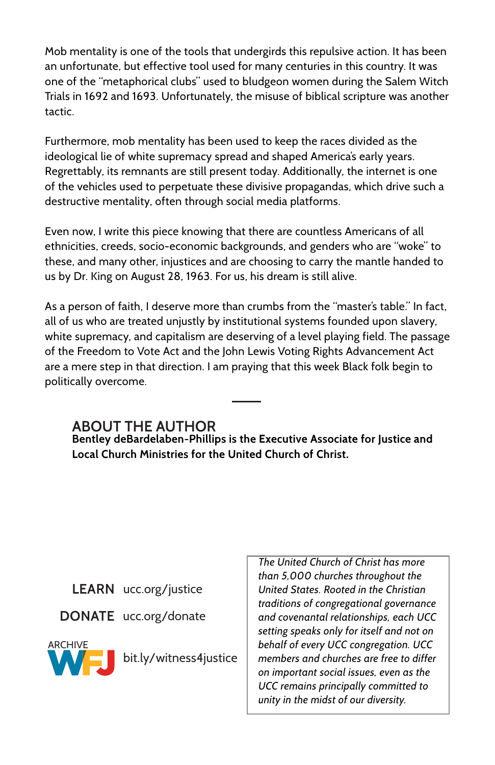Mob mentality is one of the tools that undergirds this repulsive action. It has been an unfortunate, but effective tool used for many centuries in this country. It was one of the "metaphorical clubs" used to bludgeon women during the Salem Witch Trials in 1692 and 1693. Unfortunately, the misuse of biblical scripture was another tactic.

Furthermore, mob mentality has been used to keep the races divided as the ideological lie of white supremacy spread and shaped America's early years. Regrettably, its remnants are still present today. Additionally, the internet is one of the vehicles used to perpetuate these divisive propagandas, which drive such a destructive mentality, often through social media platforms.

Even now, I write this piece knowing that there are countless Americans of all ethnicities, creeds, socio-economic backgrounds, and genders who are "woke" to these, and many other, injustices and are choosing to carry the mantle handed to us by Dr. King on August 28, 1963. For us, his dream is still alive.

As a person of faith, I deserve more than crumbs from the "master's table." In fact, all of us who are treated unjustly by institutional systems founded upon slavery, white supremacy, and capitalism are deserving of a level playing field. The passage of the Freedom to Vote Act and the John Lewis Voting Rights Advancement Act are a mere step in that direction. I am praying that this week Black folk begin to politically overcome.

## ABOUT THE AUTHOR

**Bentley deBardelaben-Phillips is the Executive Associate for Justice and Local Church Ministries for the United Church of Christ.**

**LEARN** ucc.org/justice

**DONATE** ucc.org/donate

ARCHIVE WFJ bit.ly/witness4justice

*The United Church of Christ has more than 5,000 churches throughout the United States. Rooted in the Christian traditions of congregational governance and covenantal relationships, each UCC setting speaks only for itself and not on behalf of every UCC congregation. UCC members and churches are free to differ on important social issues, even as the UCC remains principally committed to unity in the midst of our diversity.*